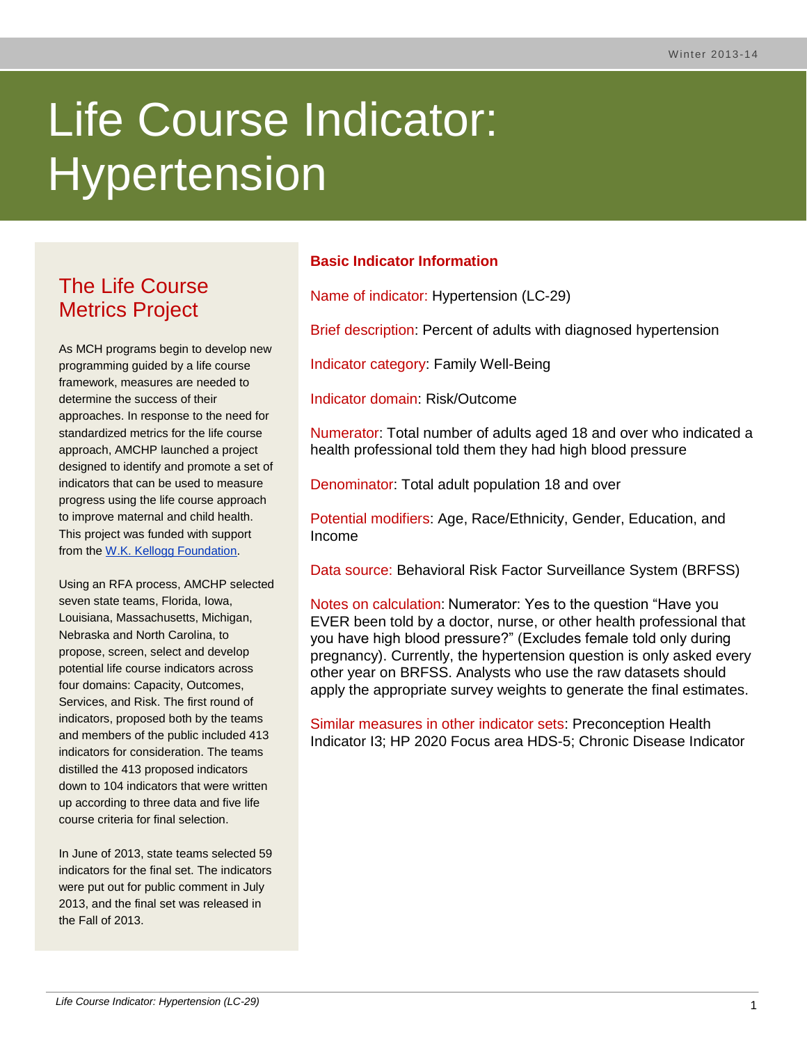Winter 2013-14

# Life Course Indicator: Hypertension

## The Life Course Metrics Project

As MCH programs begin to develop new programming guided by a life course framework, measures are needed to determine the success of their approaches. In response to the need for standardized metrics for the life course approach, AMCHP launched a project designed to identify and promote a set of indicators that can be used to measure progress using the life course approach to improve maternal and child health. This project was funded with support from the W.K. Kellogg Foundation.

Using an RFA process, AMCHP selected seven state teams, Florida, Iowa, Louisiana, Massachusetts, Michigan, Nebraska and North Carolina, to propose, screen, select and develop potential life course indicators across four domains: Capacity, Outcomes, Services, and Risk. The first round of indicators, proposed both by the teams and members of the public included 413 indicators for consideration. The teams distilled the 413 proposed indicators down to 104 indicators that were written up according to three data and five life course criteria for final selection.

In June of 2013, state teams selected 59 indicators for the final set. The indicators were put out for public comment in July 2013, and the final set was released in the Fall of 2013.

### Basic Indicator Information

Name of indicator: Hypertension (LC-29)

Brief description: Percent of adults with diagnosed hypertension

Indicator category: Family Well-Being

Indicator domain: Risk/Outcome

Numerator: Total number of adults aged 18 and over who indicated a health professional told them they had high blood pressure

Denominator: Total adult population 18 and over

Potential modifiers: Age, Race/Ethnicity, Gender, Education, and Income

Data source: Behavioral Risk Factor Surveillance System (BRFSS)

Notes on calculation: Numerator: Yes to the question "Have you EVER been told by a doctor, nurse, or other health professional that you have high blood pressure?" (Excludes female told only during pregnancy). Currently, the hypertension question is only asked every other year on BRFSS. Analysts who use the raw datasets should apply the appropriate survey weights to generate the final estimates.

Similar measures in other indicator sets: Preconception Health Indicator I3; HP 2020 Focus area HDS-5; Chronic Disease Indicator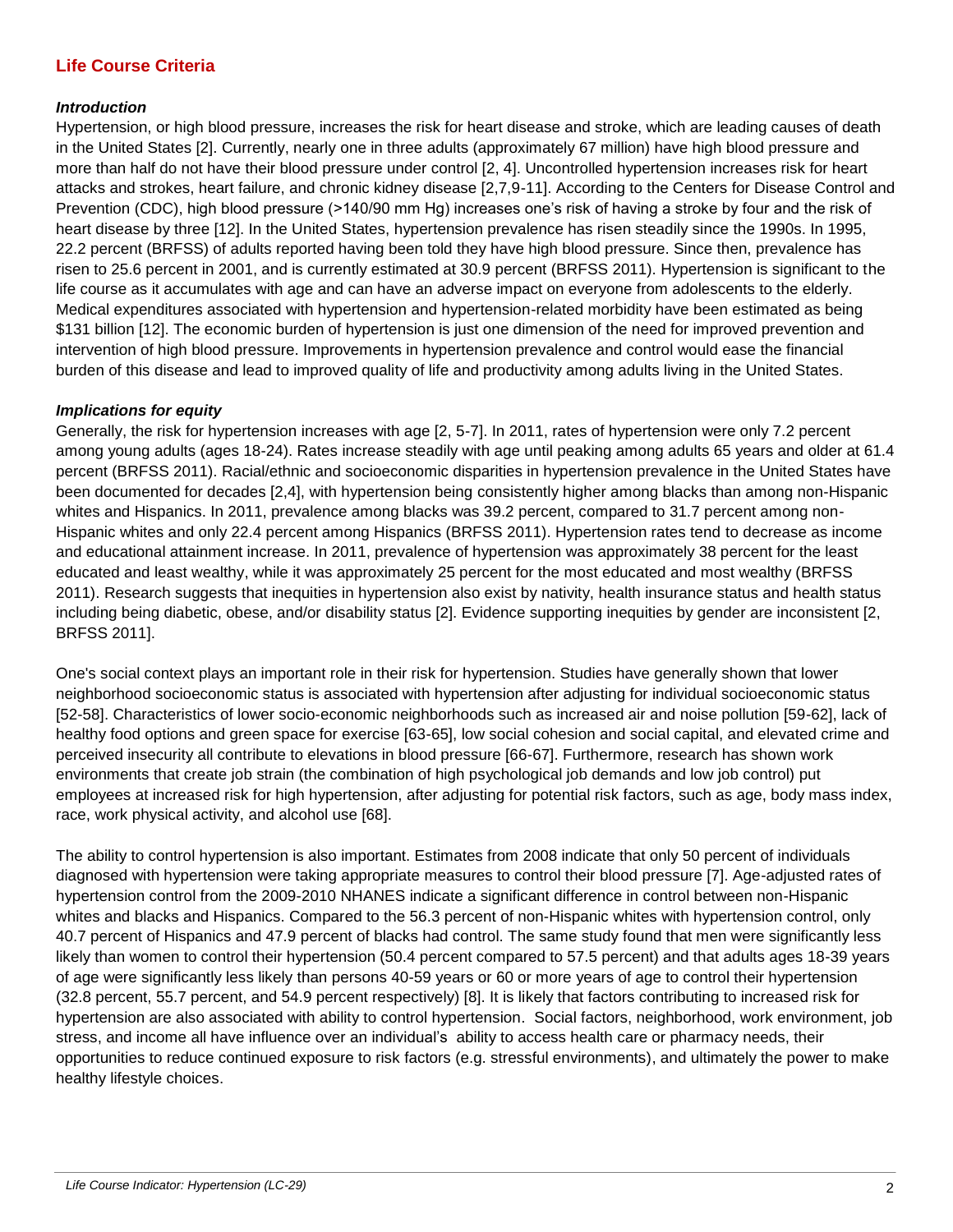## Life Course Criteria

### *Introduction*

Hypertension, or high blood pressure, increases the risk for heart disease and stroke, which are leading causes of death in the United States [2]. Currently, nearly one in three adults (approximately 67 million) have high blood pressure and more than half do not have their blood pressure under control [2, 4]. Uncontrolled hypertension increases risk for heart attacks and strokes, heart failure, and chronic kidney disease [2,7,9-11]. According to the Centers for Disease Control and Prevention (CDC), high blood pressure (>140/90 mm Hg) increases one's risk of having a stroke by four and the risk of heart disease by three [12]. In the United States, hypertension prevalence has risen steadily since the 1990s. In 1995, 22.2 percent (BRFSS) of adults reported having been told they have high blood pressure. Since then, prevalence has risen to 25.6 percent in 2001, and is currently estimated at 30.9 percent (BRFSS 2011). Hypertension is significant to the life course as it accumulates with age and can have an adverse impact on everyone from adolescents to the elderly. Medical expenditures associated with hypertension and hypertension-related morbidity have been estimated as being $131 billion [12]. The economic burden of hypertension is just one dimension of the need for improved prevention and intervention of high blood pressure. Improvements in hypertension prevalence and control would ease the financial burden of this disease and lead to improved quality of life and productivity among adults living in the United States.

### *Implications for equity*

Generally, the risk for hypertension increases with age [2, 5-7]. In 2011, rates of hypertension were only 7.2 percent among young adults (ages 18-24). Rates increase steadily with age until peaking among adults 65 years and older at 61.4 percent (BRFSS 2011). Racial/ethnic and socioeconomic disparities in hypertension prevalence in the United States have been documented for decades [2,4], with hypertension being consistently higher among blacks than among non-Hispanic whites and Hispanics. In 2011, prevalence among blacks was 39.2 percent, compared to 31.7 percent among non-Hispanic whites and only 22.4 percent among Hispanics (BRFSS 2011). Hypertension rates tend to decrease as income and educational attainment increase. In 2011, prevalence of hypertension was approximately 38 percent for the least educated and least wealthy, while it was approximately 25 percent for the most educated and most wealthy (BRFSS 2011). Research suggests that inequities in hypertension also exist by nativity, health insurance status and health status including being diabetic, obese, and/or disability status [2]. Evidence supporting inequities by gender are inconsistent [2, BRFSS 2011].

One's social context plays an important role in their risk for hypertension. Studies have generally shown that lower neighborhood socioeconomic status is associated with hypertension after adjusting for individual socioeconomic status [52-58]. Characteristics of lower socio-economic neighborhoods such as increased air and noise pollution [59-62], lack of healthy food options and green space for exercise [63-65], low social cohesion and social capital, and elevated crime and perceived insecurity all contribute to elevations in blood pressure [66-67]. Furthermore, research has shown work environments that create job strain (the combination of high psychological job demands and low job control) put employees at increased risk for high hypertension, after adjusting for potential risk factors, such as age, body mass index, race, work physical activity, and alcohol use [68].

The ability to control hypertension is also important. Estimates from 2008 indicate that only 50 percent of individuals diagnosed with hypertension were taking appropriate measures to control their blood pressure [7]. Age-adjusted rates of hypertension control from the 2009-2010 NHANES indicate a significant difference in control between non-Hispanic whites and blacks and Hispanics. Compared to the 56.3 percent of non-Hispanic whites with hypertension control, only 40.7 percent of Hispanics and 47.9 percent of blacks had control. The same study found that men were significantly less likely than women to control their hypertension (50.4 percent compared to 57.5 percent) and that adults ages 18-39 years of age were significantly less likely than persons 40-59 years or 60 or more years of age to control their hypertension (32.8 percent, 55.7 percent, and 54.9 percent respectively) [8]. It is likely that factors contributing to increased risk for hypertension are also associated with ability to control hypertension. Social factors, neighborhood, work environment, job stress, and income all have influence over an individual's ability to access health care or pharmacy needs, their opportunities to reduce continued exposure to risk factors (e.g. stressful environments), and ultimately the power to make healthy lifestyle choices.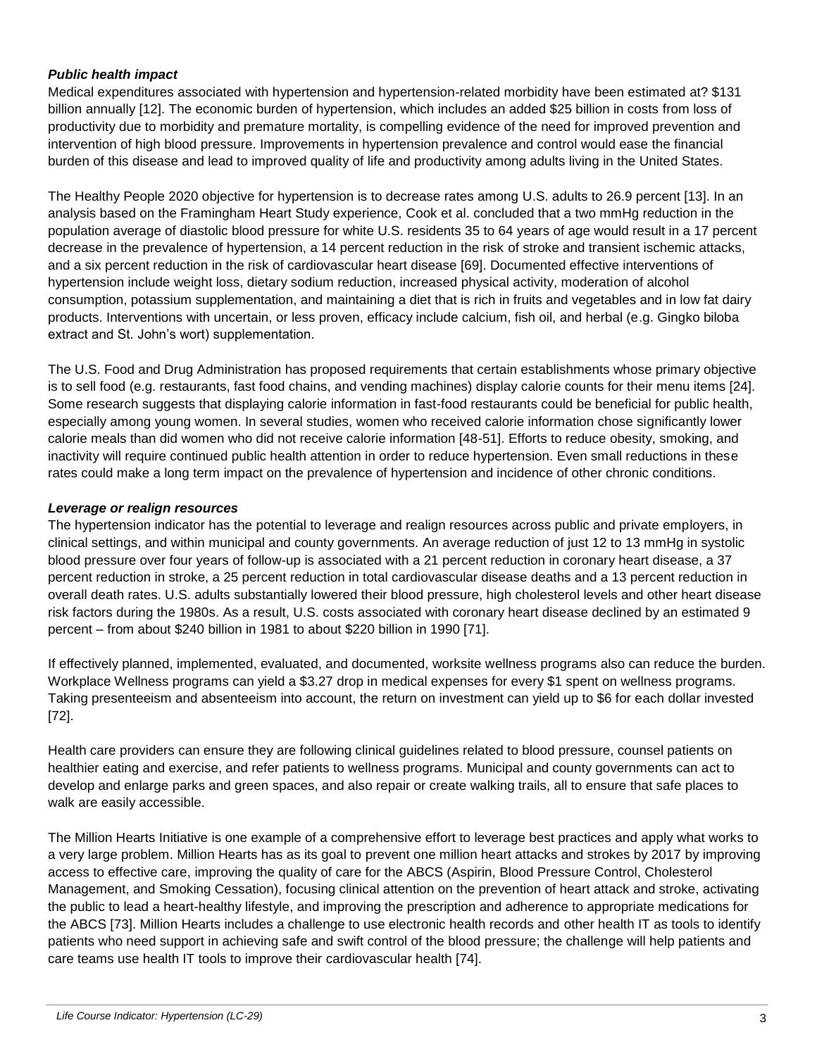### *Public health impact*

Medical expenditures associated with hypertension and hypertension-related morbidity have been estimated at? $131 billion annually [12]. The economic burden of hypertension, which includes an added $25 billion in costs from loss of productivity due to morbidity and premature mortality, is compelling evidence of the need for improved prevention and intervention of high blood pressure. Improvements in hypertension prevalence and control would ease the financial burden of this disease and lead to improved quality of life and productivity among adults living in the United States.

The Healthy People 2020 objective for hypertension is to decrease rates among U.S. adults to 26.9 percent [13]. In an analysis based on the Framingham Heart Study experience, Cook et al. concluded that a two mmHg reduction in the population average of diastolic blood pressure for white U.S. residents 35 to 64 years of age would result in a 17 percent decrease in the prevalence of hypertension, a 14 percent reduction in the risk of stroke and transient ischemic attacks, and a six percent reduction in the risk of cardiovascular heart disease [69]. Documented effective interventions of hypertension include weight loss, dietary sodium reduction, increased physical activity, moderation of alcohol consumption, potassium supplementation, and maintaining a diet that is rich in fruits and vegetables and in low fat dairy products. Interventions with uncertain, or less proven, efficacy include calcium, fish oil, and herbal (e.g. Gingko biloba extract and St. John's wort) supplementation.

The U.S. Food and Drug Administration has proposed requirements that certain establishments whose primary objective is to sell food (e.g. restaurants, fast food chains, and vending machines) display calorie counts for their menu items [24]. Some research suggests that displaying calorie information in fast-food restaurants could be beneficial for public health, especially among young women. In several studies, women who received calorie information chose significantly lower calorie meals than did women who did not receive calorie information [48-51]. Efforts to reduce obesity, smoking, and inactivity will require continued public health attention in order to reduce hypertension. Even small reductions in these rates could make a long term impact on the prevalence of hypertension and incidence of other chronic conditions.

### *Leverage or realign resources*

The hypertension indicator has the potential to leverage and realign resources across public and private employers, in clinical settings, and within municipal and county governments. An average reduction of just 12 to 13 mmHg in systolic blood pressure over four years of follow-up is associated with a 21 percent reduction in coronary heart disease, a 37 percent reduction in stroke, a 25 percent reduction in total cardiovascular disease deaths and a 13 percent reduction in overall death rates. U.S. adults substantially lowered their blood pressure, high cholesterol levels and other heart disease risk factors during the 1980s. As a result, U.S. costs associated with coronary heart disease declined by an estimated 9 percent – from about $240 billion in 1981 to about $220 billion in 1990 [71].

If effectively planned, implemented, evaluated, and documented, worksite wellness programs also can reduce the burden. Workplace Wellness programs can yield a $3.27 drop in medical expenses for every $1 spent on wellness programs. Taking presenteeism and absenteeism into account, the return on investment can yield up to $6 for each dollar invested [72].

Health care providers can ensure they are following clinical guidelines related to blood pressure, counsel patients on healthier eating and exercise, and refer patients to wellness programs. Municipal and county governments can act to develop and enlarge parks and green spaces, and also repair or create walking trails, all to ensure that safe places to walk are easily accessible.

The Million Hearts Initiative is one example of a comprehensive effort to leverage best practices and apply what works to a very large problem. Million Hearts has as its goal to prevent one million heart attacks and strokes by 2017 by improving access to effective care, improving the quality of care for the ABCS (Aspirin, Blood Pressure Control, Cholesterol Management, and Smoking Cessation), focusing clinical attention on the prevention of heart attack and stroke, activating the public to lead a heart-healthy lifestyle, and improving the prescription and adherence to appropriate medications for the ABCS [73]. Million Hearts includes a challenge to use electronic health records and other health IT as tools to identify patients who need support in achieving safe and swift control of the blood pressure; the challenge will help patients and care teams use health IT tools to improve their cardiovascular health [74].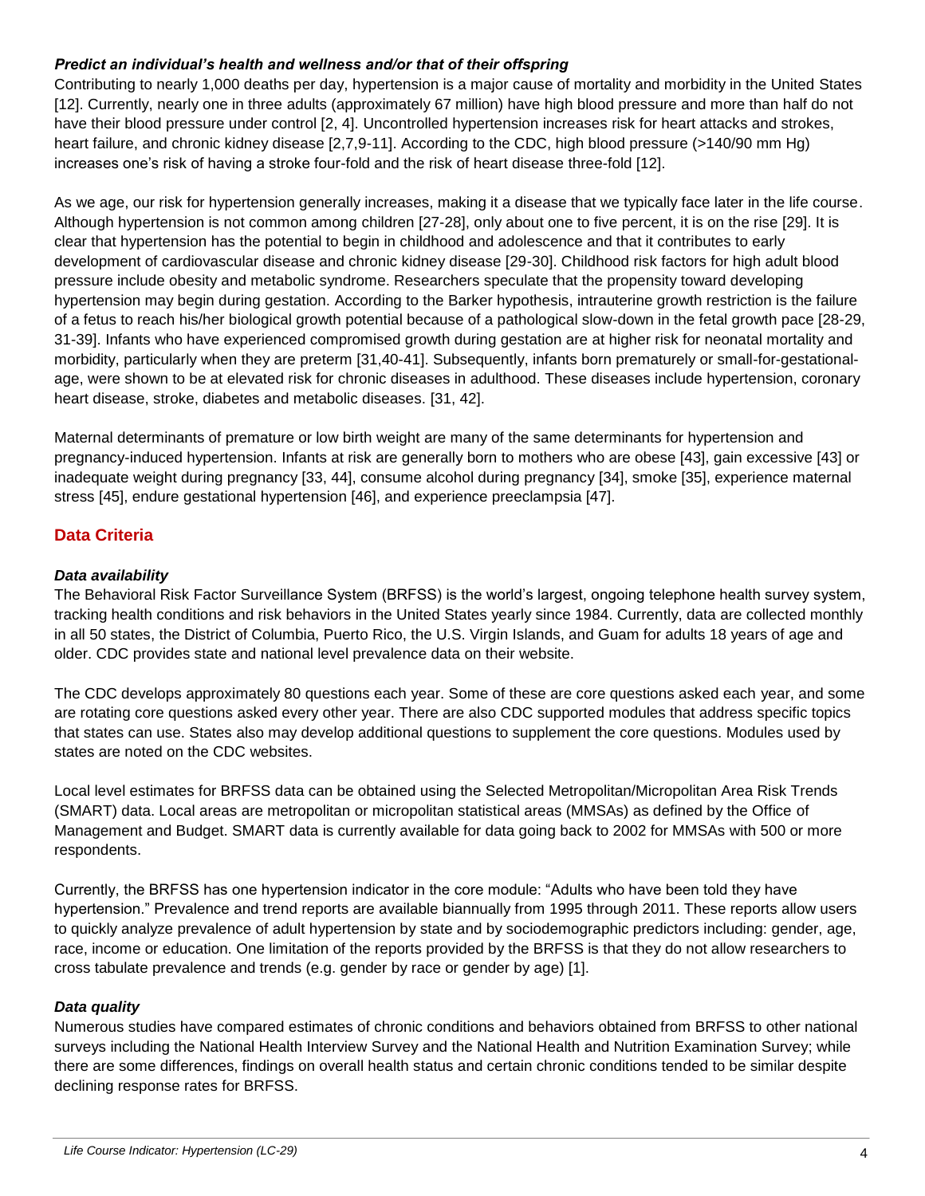### *Predict an individual's health and wellness and/or that of their offspring*

Contributing to nearly 1,000 deaths per day, hypertension is a major cause of mortality and morbidity in the United States [12]. Currently, nearly one in three adults (approximately 67 million) have high blood pressure and more than half do not have their blood pressure under control [2, 4]. Uncontrolled hypertension increases risk for heart attacks and strokes, heart failure, and chronic kidney disease [2,7,9-11]. According to the CDC, high blood pressure (>140/90 mm Hg) increases one's risk of having a stroke four-fold and the risk of heart disease three-fold [12].

As we age, our risk for hypertension generally increases, making it a disease that we typically face later in the life course. Although hypertension is not common among children [27-28], only about one to five percent, it is on the rise [29]. It is clear that hypertension has the potential to begin in childhood and adolescence and that it contributes to early development of cardiovascular disease and chronic kidney disease [29-30]. Childhood risk factors for high adult blood pressure include obesity and metabolic syndrome. Researchers speculate that the propensity toward developing hypertension may begin during gestation. According to the Barker hypothesis, intrauterine growth restriction is the failure of a fetus to reach his/her biological growth potential because of a pathological slow-down in the fetal growth pace [28-29, 31-39]. Infants who have experienced compromised growth during gestation are at higher risk for neonatal mortality and morbidity, particularly when they are preterm [31,40-41]. Subsequently, infants born prematurely or small-for-gestational-age, were shown to be at elevated risk for chronic diseases in adulthood. These diseases include hypertension, coronary heart disease, stroke, diabetes and metabolic diseases. [31, 42].

Maternal determinants of premature or low birth weight are many of the same determinants for hypertension and pregnancy-induced hypertension. Infants at risk are generally born to mothers who are obese [43], gain excessive [43] or inadequate weight during pregnancy [33, 44], consume alcohol during pregnancy [34], smoke [35], experience maternal stress [45], endure gestational hypertension [46], and experience preeclampsia [47].

## Data Criteria

### *Data availability*

The Behavioral Risk Factor Surveillance System (BRFSS) is the world's largest, ongoing telephone health survey system, tracking health conditions and risk behaviors in the United States yearly since 1984. Currently, data are collected monthly in all 50 states, the District of Columbia, Puerto Rico, the U.S. Virgin Islands, and Guam for adults 18 years of age and older. CDC provides state and national level prevalence data on their website.

The CDC develops approximately 80 questions each year. Some of these are core questions asked each year, and some are rotating core questions asked every other year. There are also CDC supported modules that address specific topics that states can use. States also may develop additional questions to supplement the core questions. Modules used by states are noted on the CDC websites.

Local level estimates for BRFSS data can be obtained using the Selected Metropolitan/Micropolitan Area Risk Trends (SMART) data. Local areas are metropolitan or micropolitan statistical areas (MMSAs) as defined by the Office of Management and Budget. SMART data is currently available for data going back to 2002 for MMSAs with 500 or more respondents.

Currently, the BRFSS has one hypertension indicator in the core module: "Adults who have been told they have hypertension." Prevalence and trend reports are available biannually from 1995 through 2011. These reports allow users to quickly analyze prevalence of adult hypertension by state and by sociodemographic predictors including: gender, age, race, income or education. One limitation of the reports provided by the BRFSS is that they do not allow researchers to cross tabulate prevalence and trends (e.g. gender by race or gender by age) [1].

### *Data quality*

Numerous studies have compared estimates of chronic conditions and behaviors obtained from BRFSS to other national surveys including the National Health Interview Survey and the National Health and Nutrition Examination Survey; while there are some differences, findings on overall health status and certain chronic conditions tended to be similar despite declining response rates for BRFSS.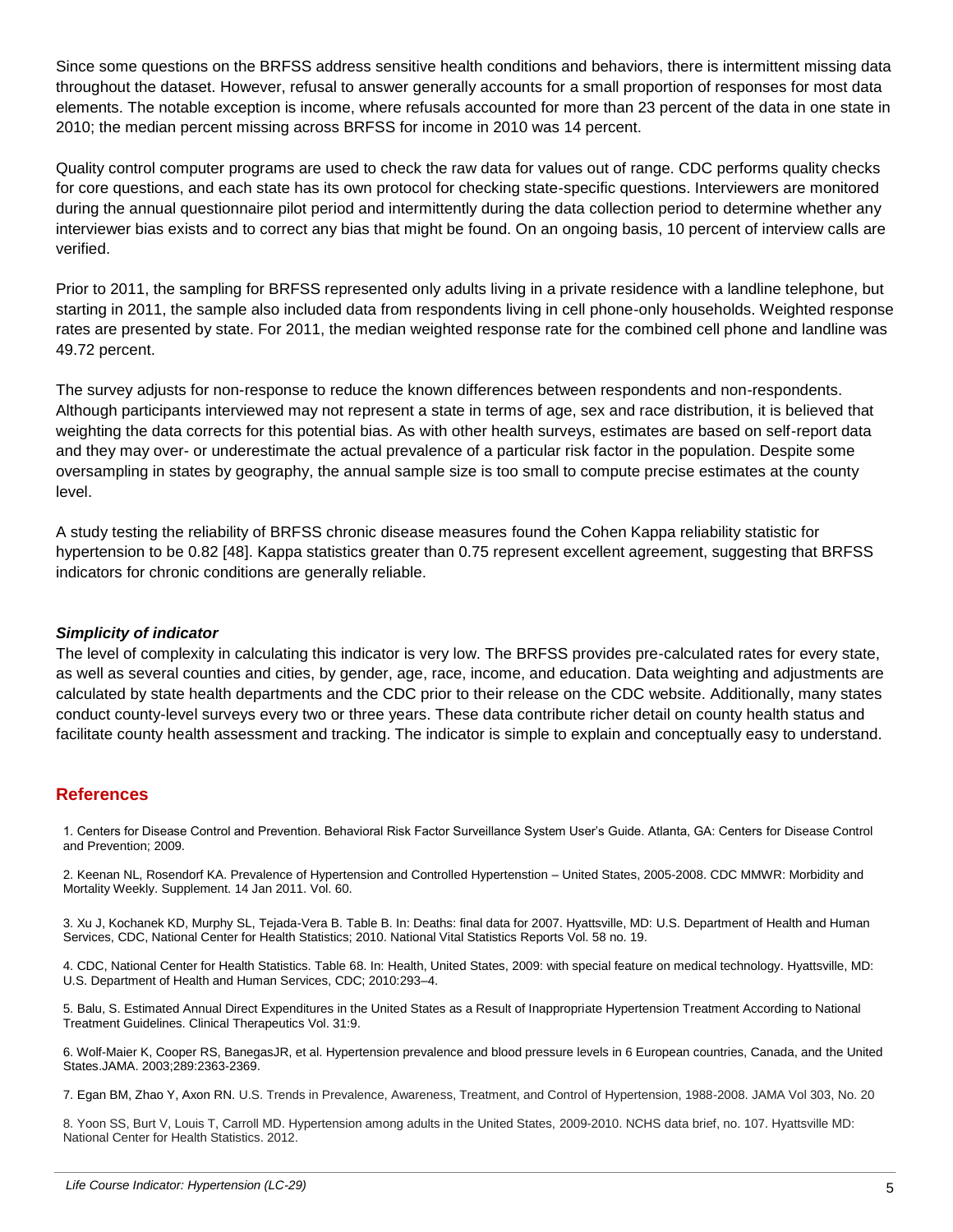Since some questions on the BRFSS address sensitive health conditions and behaviors, there is intermittent missing data throughout the dataset. However, refusal to answer generally accounts for a small proportion of responses for most data elements. The notable exception is income, where refusals accounted for more than 23 percent of the data in one state in 2010; the median percent missing across BRFSS for income in 2010 was 14 percent.

Quality control computer programs are used to check the raw data for values out of range. CDC performs quality checks for core questions, and each state has its own protocol for checking state-specific questions. Interviewers are monitored during the annual questionnaire pilot period and intermittently during the data collection period to determine whether any interviewer bias exists and to correct any bias that might be found. On an ongoing basis, 10 percent of interview calls are verified.

Prior to 2011, the sampling for BRFSS represented only adults living in a private residence with a landline telephone, but starting in 2011, the sample also included data from respondents living in cell phone-only households. Weighted response rates are presented by state. For 2011, the median weighted response rate for the combined cell phone and landline was 49.72 percent.

The survey adjusts for non-response to reduce the known differences between respondents and non-respondents. Although participants interviewed may not represent a state in terms of age, sex and race distribution, it is believed that weighting the data corrects for this potential bias. As with other health surveys, estimates are based on self-report data and they may over- or underestimate the actual prevalence of a particular risk factor in the population. Despite some oversampling in states by geography, the annual sample size is too small to compute precise estimates at the county level.

A study testing the reliability of BRFSS chronic disease measures found the Cohen Kappa reliability statistic for hypertension to be 0.82 [48]. Kappa statistics greater than 0.75 represent excellent agreement, suggesting that BRFSS indicators for chronic conditions are generally reliable.

### *Simplicity of indicator*

The level of complexity in calculating this indicator is very low. The BRFSS provides pre-calculated rates for every state, as well as several counties and cities, by gender, age, race, income, and education. Data weighting and adjustments are calculated by state health departments and the CDC prior to their release on the CDC website. Additionally, many states conduct county-level surveys every two or three years. These data contribute richer detail on county health status and facilitate county health assessment and tracking. The indicator is simple to explain and conceptually easy to understand.

## References

1. Centers for Disease Control and Prevention. Behavioral Risk Factor Surveillance System User's Guide. Atlanta, GA: Centers for Disease Control and Prevention; 2009.

2. Keenan NL, Rosendorf KA. Prevalence of Hypertension and Controlled Hypertenstion – United States, 2005-2008. CDC MMWR: Morbidity and Mortality Weekly. Supplement. 14 Jan 2011. Vol. 60.

3. Xu J, Kochanek KD, Murphy SL, Tejada-Vera B. Table B. In: Deaths: final data for 2007. Hyattsville, MD: U.S. Department of Health and Human Services, CDC, National Center for Health Statistics; 2010. National Vital Statistics Reports Vol. 58 no. 19.

4. CDC, National Center for Health Statistics. Table 68. In: Health, United States, 2009: with special feature on medical technology. Hyattsville, MD: U.S. Department of Health and Human Services, CDC; 2010:293–4.

5. Balu, S. Estimated Annual Direct Expenditures in the United States as a Result of Inappropriate Hypertension Treatment According to National Treatment Guidelines. Clinical Therapeutics Vol. 31:9.

6. Wolf-Maier K, Cooper RS, BanegasJR, et al. Hypertension prevalence and blood pressure levels in 6 European countries, Canada, and the United States.JAMA. 2003;289:2363-2369.

7. Egan BM, Zhao Y, Axon RN. U.S. Trends in Prevalence, Awareness, Treatment, and Control of Hypertension, 1988-2008. JAMA Vol 303, No. 20

8. Yoon SS, Burt V, Louis T, Carroll MD. Hypertension among adults in the United States, 2009-2010. NCHS data brief, no. 107. Hyattsville MD: National Center for Health Statistics. 2012.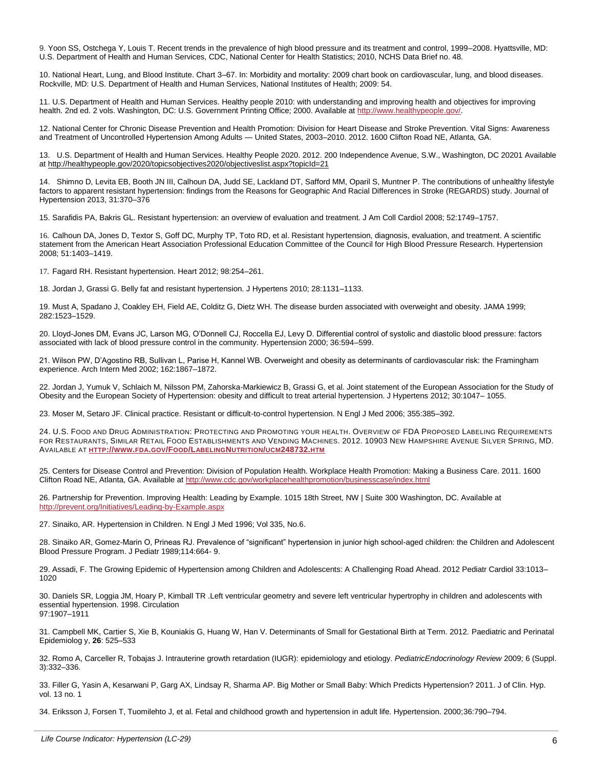9. Yoon SS, Ostchega Y, Louis T. Recent trends in the prevalence of high blood pressure and its treatment and control, 1999–2008. Hyattsville, MD: U.S. Department of Health and Human Services, CDC, National Center for Health Statistics; 2010, NCHS Data Brief no. 48.

10. National Heart, Lung, and Blood Institute. Chart 3–67. In: Morbidity and mortality: 2009 chart book on cardiovascular, lung, and blood diseases. Rockville, MD: U.S. Department of Health and Human Services, National Institutes of Health; 2009: 54.

11. U.S. Department of Health and Human Services. Healthy people 2010: with understanding and improving health and objectives for improving health. 2nd ed. 2 vols. Washington, DC: U.S. Government Printing Office; 2000. Available at http://www.healthypeople.gov/.

12. National Center for Chronic Disease Prevention and Health Promotion: Division for Heart Disease and Stroke Prevention. Vital Signs: Awareness and Treatment of Uncontrolled Hypertension Among Adults — United States, 2003–2010. 2012. 1600 Clifton Road NE, Atlanta, GA.

13. U.S. Department of Health and Human Services. Healthy People 2020. 2012. 200 Independence Avenue, S.W., Washington, DC 20201 Available at http://healthypeople.gov/2020/topicsobjectives2020/objectiveslist.aspx?topicId=21

14. Shimno D, Levita EB, Booth JN III, Calhoun DA, Judd SE, Lackland DT, Safford MM, Oparil S, Muntner P. The contributions of unhealthy lifestyle factors to apparent resistant hypertension: findings from the Reasons for Geographic And Racial Differences in Stroke (REGARDS) study. Journal of Hypertension 2013, 31:370–376

15. Sarafidis PA, Bakris GL. Resistant hypertension: an overview of evaluation and treatment. J Am Coll Cardiol 2008; 52:1749–1757.

16. Calhoun DA, Jones D, Textor S, Goff DC, Murphy TP, Toto RD, et al. Resistant hypertension, diagnosis, evaluation, and treatment. A scientific statement from the American Heart Association Professional Education Committee of the Council for High Blood Pressure Research. Hypertension 2008; 51:1403–1419.

17. Fagard RH. Resistant hypertension. Heart 2012; 98:254–261.

18. Jordan J, Grassi G. Belly fat and resistant hypertension. J Hypertens 2010; 28:1131–1133.

19. Must A, Spadano J, Coakley EH, Field AE, Colditz G, Dietz WH. The disease burden associated with overweight and obesity. JAMA 1999; 282:1523–1529.

20. Lloyd-Jones DM, Evans JC, Larson MG, O'Donnell CJ, Roccella EJ, Levy D. Differential control of systolic and diastolic blood pressure: factors associated with lack of blood pressure control in the community. Hypertension 2000; 36:594–599.

21. Wilson PW, D'Agostino RB, Sullivan L, Parise H, Kannel WB. Overweight and obesity as determinants of cardiovascular risk: the Framingham experience. Arch Intern Med 2002; 162:1867–1872.

22. Jordan J, Yumuk V, Schlaich M, Nilsson PM, Zahorska-Markiewicz B, Grassi G, et al. Joint statement of the European Association for the Study of Obesity and the European Society of Hypertension: obesity and difficult to treat arterial hypertension. J Hypertens 2012; 30:1047– 1055.

23. Moser M, Setaro JF. Clinical practice. Resistant or difficult-to-control hypertension. N Engl J Med 2006; 355:385–392.

24. U.S. Food and Drug Administration: Protecting and Promoting your health. Overview of FDA Proposed Labeling Requirements for Restaurants, Similar Retail Food Establishments and Vending Machines. 2012. 10903 New Hampshire Avenue Silver Spring, MD. Available at http://www.fda.gov/Food/LabelingNutrition/ucm248732.htm

25. Centers for Disease Control and Prevention: Division of Population Health. Workplace Health Promotion: Making a Business Care. 2011. 1600 Clifton Road NE, Atlanta, GA. Available at http://www.cdc.gov/workplacehealthpromotion/businesscase/index.html

26. Partnership for Prevention. Improving Health: Leading by Example. 1015 18th Street, NW | Suite 300 Washington, DC. Available at http://prevent.org/Initiatives/Leading-by-Example.aspx

27. Sinaiko, AR. Hypertension in Children. N Engl J Med 1996; Vol 335, No.6.

28. Sinaiko AR, Gomez-Marin O, Prineas RJ. Prevalence of "significant" hypertension in junior high school-aged children: the Children and Adolescent Blood Pressure Program. J Pediatr 1989;114:664- 9.

29. Assadi, F. The Growing Epidemic of Hypertension among Children and Adolescents: A Challenging Road Ahead. 2012 Pediatr Cardiol 33:1013–1020

30. Daniels SR, Loggia JM, Hoary P, Kimball TR .Left ventricular geometry and severe left ventricular hypertrophy in children and adolescents with essential hypertension. 1998. Circulation
97:1907–1911

31. Campbell MK, Cartier S, Xie B, Kouniakis G, Huang W, Han V. Determinants of Small for Gestational Birth at Term. 2012. Paediatric and Perinatal Epidemiolog y, **26**: 525–533

32. Romo A, Carceller R, Tobajas J. Intrauterine growth retardation (IUGR): epidemiology and etiology. *PediatricEndocrinology Review* 2009; 6 (Suppl. 3):332–336.

33. Filler G, Yasin A, Kesarwani P, Garg AX, Lindsay R, Sharma AP. Big Mother or Small Baby: Which Predicts Hypertension? 2011. J of Clin. Hyp. vol. 13 no. 1

34. Eriksson J, Forsen T, Tuomilehto J, et al. Fetal and childhood growth and hypertension in adult life. Hypertension. 2000;36:790–794.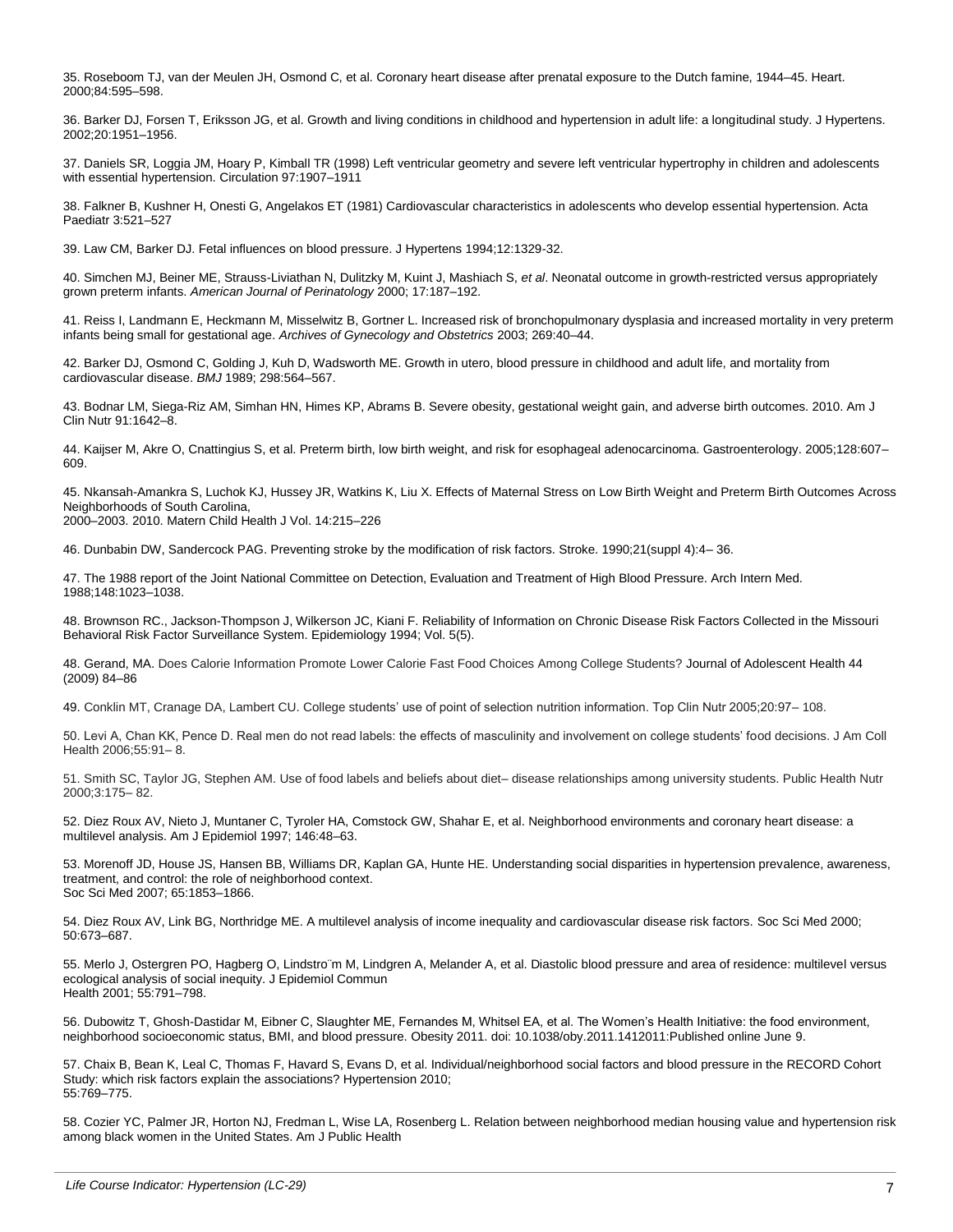35. Roseboom TJ, van der Meulen JH, Osmond C, et al. Coronary heart disease after prenatal exposure to the Dutch famine, 1944–45. Heart. 2000;84:595–598.

36. Barker DJ, Forsen T, Eriksson JG, et al. Growth and living conditions in childhood and hypertension in adult life: a longitudinal study. J Hypertens. 2002;20:1951–1956.

37. Daniels SR, Loggia JM, Hoary P, Kimball TR (1998) Left ventricular geometry and severe left ventricular hypertrophy in children and adolescents with essential hypertension. Circulation 97:1907–1911

38. Falkner B, Kushner H, Onesti G, Angelakos ET (1981) Cardiovascular characteristics in adolescents who develop essential hypertension. Acta Paediatr 3:521–527

39. Law CM, Barker DJ. Fetal influences on blood pressure. J Hypertens 1994;12:1329-32.

40. Simchen MJ, Beiner ME, Strauss-Liviathan N, Dulitzky M, Kuint J, Mashiach S, *et al*. Neonatal outcome in growth-restricted versus appropriately grown preterm infants. *American Journal of Perinatology* 2000; 17:187–192.

41. Reiss I, Landmann E, Heckmann M, Misselwitz B, Gortner L. Increased risk of bronchopulmonary dysplasia and increased mortality in very preterm infants being small for gestational age. *Archives of Gynecology and Obstetrics* 2003; 269:40–44.

42. Barker DJ, Osmond C, Golding J, Kuh D, Wadsworth ME. Growth in utero, blood pressure in childhood and adult life, and mortality from cardiovascular disease. *BMJ* 1989; 298:564–567.

43. Bodnar LM, Siega-Riz AM, Simhan HN, Himes KP, Abrams B. Severe obesity, gestational weight gain, and adverse birth outcomes. 2010. Am J Clin Nutr 91:1642–8.

44. Kaijser M, Akre O, Cnattingius S, et al. Preterm birth, low birth weight, and risk for esophageal adenocarcinoma. Gastroenterology. 2005;128:607–609.

45. Nkansah-Amankra S, Luchok KJ, Hussey JR, Watkins K, Liu X. Effects of Maternal Stress on Low Birth Weight and Preterm Birth Outcomes Across Neighborhoods of South Carolina,
2000–2003. 2010. Matern Child Health J Vol. 14:215–226

46. Dunbabin DW, Sandercock PAG. Preventing stroke by the modification of risk factors. Stroke. 1990;21(suppl 4):4– 36.

47. The 1988 report of the Joint National Committee on Detection, Evaluation and Treatment of High Blood Pressure. Arch Intern Med. 1988;148:1023–1038.

48. Brownson RC., Jackson-Thompson J, Wilkerson JC, Kiani F. Reliability of Information on Chronic Disease Risk Factors Collected in the Missouri Behavioral Risk Factor Surveillance System. Epidemiology 1994; Vol. 5(5).

48. Gerand, MA. Does Calorie Information Promote Lower Calorie Fast Food Choices Among College Students? Journal of Adolescent Health 44 (2009) 84–86

49. Conklin MT, Cranage DA, Lambert CU. College students' use of point of selection nutrition information. Top Clin Nutr 2005;20:97– 108.

50. Levi A, Chan KK, Pence D. Real men do not read labels: the effects of masculinity and involvement on college students' food decisions. J Am Coll Health 2006;55:91– 8.

51. Smith SC, Taylor JG, Stephen AM. Use of food labels and beliefs about diet– disease relationships among university students. Public Health Nutr 2000;3:175– 82.

52. Diez Roux AV, Nieto J, Muntaner C, Tyroler HA, Comstock GW, Shahar E, et al. Neighborhood environments and coronary heart disease: a multilevel analysis. Am J Epidemiol 1997; 146:48–63.

53. Morenoff JD, House JS, Hansen BB, Williams DR, Kaplan GA, Hunte HE. Understanding social disparities in hypertension prevalence, awareness, treatment, and control: the role of neighborhood context.
Soc Sci Med 2007; 65:1853–1866.

54. Diez Roux AV, Link BG, Northridge ME. A multilevel analysis of income inequality and cardiovascular disease risk factors. Soc Sci Med 2000; 50:673–687.

55. Merlo J, Ostergren PO, Hagberg O, Lindstro¨m M, Lindgren A, Melander A, et al. Diastolic blood pressure and area of residence: multilevel versus ecological analysis of social inequity. J Epidemiol Commun
Health 2001; 55:791–798.

56. Dubowitz T, Ghosh-Dastidar M, Eibner C, Slaughter ME, Fernandes M, Whitsel EA, et al. The Women's Health Initiative: the food environment, neighborhood socioeconomic status, BMI, and blood pressure. Obesity 2011. doi: 10.1038/oby.2011.1412011:Published online June 9.

57. Chaix B, Bean K, Leal C, Thomas F, Havard S, Evans D, et al. Individual/neighborhood social factors and blood pressure in the RECORD Cohort Study: which risk factors explain the associations? Hypertension 2010;
55:769–775.

58. Cozier YC, Palmer JR, Horton NJ, Fredman L, Wise LA, Rosenberg L. Relation between neighborhood median housing value and hypertension risk among black women in the United States. Am J Public Health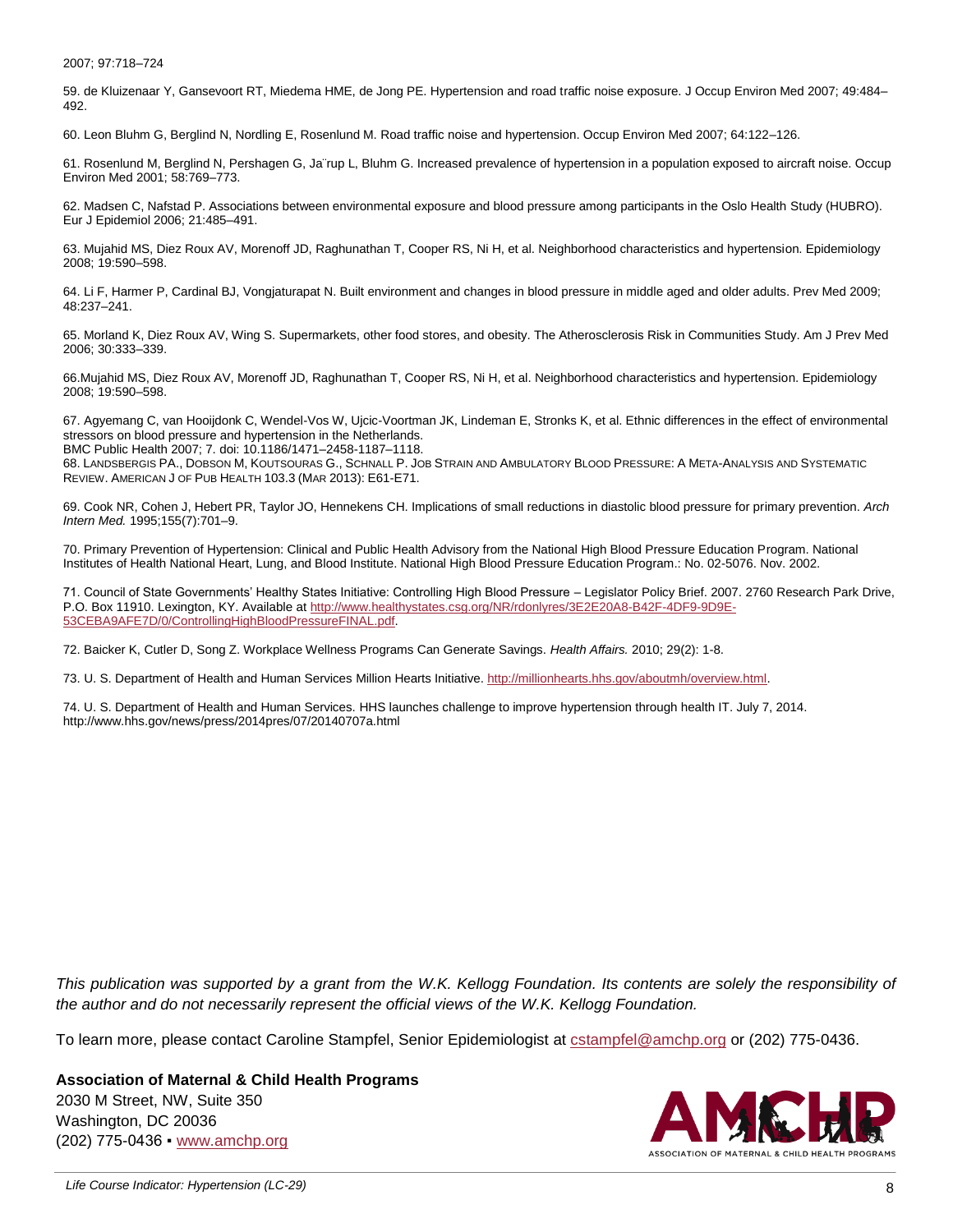2007; 97:718–724

59. de Kluizenaar Y, Gansevoort RT, Miedema HME, de Jong PE. Hypertension and road traffic noise exposure. J Occup Environ Med 2007; 49:484–492.

60. Leon Bluhm G, Berglind N, Nordling E, Rosenlund M. Road traffic noise and hypertension. Occup Environ Med 2007; 64:122–126.

61. Rosenlund M, Berglind N, Pershagen G, Ja¨rup L, Bluhm G. Increased prevalence of hypertension in a population exposed to aircraft noise. Occup Environ Med 2001; 58:769–773.

62. Madsen C, Nafstad P. Associations between environmental exposure and blood pressure among participants in the Oslo Health Study (HUBRO). Eur J Epidemiol 2006; 21:485–491.

63. Mujahid MS, Diez Roux AV, Morenoff JD, Raghunathan T, Cooper RS, Ni H, et al. Neighborhood characteristics and hypertension. Epidemiology 2008; 19:590–598.

64. Li F, Harmer P, Cardinal BJ, Vongjaturapat N. Built environment and changes in blood pressure in middle aged and older adults. Prev Med 2009; 48:237–241.

65. Morland K, Diez Roux AV, Wing S. Supermarkets, other food stores, and obesity. The Atherosclerosis Risk in Communities Study. Am J Prev Med 2006; 30:333–339.

66.Mujahid MS, Diez Roux AV, Morenoff JD, Raghunathan T, Cooper RS, Ni H, et al. Neighborhood characteristics and hypertension. Epidemiology 2008; 19:590–598.

67. Agyemang C, van Hooijdonk C, Wendel-Vos W, Ujcic-Voortman JK, Lindeman E, Stronks K, et al. Ethnic differences in the effect of environmental stressors on blood pressure and hypertension in the Netherlands.
BMC Public Health 2007; 7. doi: 10.1186/1471–2458-1187–1118.
68. Landsbergis PA., Dobson M, Koutsouras G., Schnall P. Job Strain and Ambulatory Blood Pressure: A Meta-Analysis and Systematic Review. American J of Pub Health 103.3 (Mar 2013): E61-E71.

69. Cook NR, Cohen J, Hebert PR, Taylor JO, Hennekens CH. Implications of small reductions in diastolic blood pressure for primary prevention. *Arch Intern Med.* 1995;155(7):701–9.

70. Primary Prevention of Hypertension: Clinical and Public Health Advisory from the National High Blood Pressure Education Program. National Institutes of Health National Heart, Lung, and Blood Institute. National High Blood Pressure Education Program.: No. 02-5076. Nov. 2002.

71. Council of State Governments' Healthy States Initiative: Controlling High Blood Pressure – Legislator Policy Brief. 2007. 2760 Research Park Drive, P.O. Box 11910. Lexington, KY. Available at http://www.healthystates.csg.org/NR/rdonlyres/3E2E20A8-B42F-4DF9-9D9E-53CEBA9AFE7D/0/ControllingHighBloodPressureFINAL.pdf.

72. Baicker K, Cutler D, Song Z. Workplace Wellness Programs Can Generate Savings. *Health Affairs.* 2010; 29(2): 1-8.

73. U. S. Department of Health and Human Services Million Hearts Initiative. http://millionhearts.hhs.gov/aboutmh/overview.html.

74. U. S. Department of Health and Human Services. HHS launches challenge to improve hypertension through health IT. July 7, 2014. http://www.hhs.gov/news/press/2014pres/07/20140707a.html

*This publication was supported by a grant from the W.K. Kellogg Foundation. Its contents are solely the responsibility of the author and do not necessarily represent the official views of the W.K. Kellogg Foundation.*

To learn more, please contact Caroline Stampfel, Senior Epidemiologist at cstampfel@amchp.org or (202) 775-0436.

**Association of Maternal & Child Health Programs**
2030 M Street, NW, Suite 350
Washington, DC 20036
(202) 775-0436 ▪ www.amchp.org

AMCHP
ASSOCIATION OF MATERNAL & CHILD HEALTH PROGRAMS